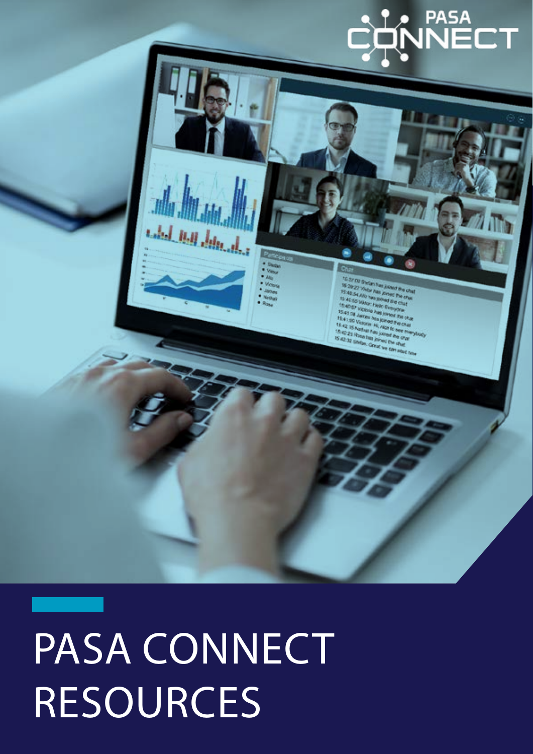# PASA CONNECT RESOURCES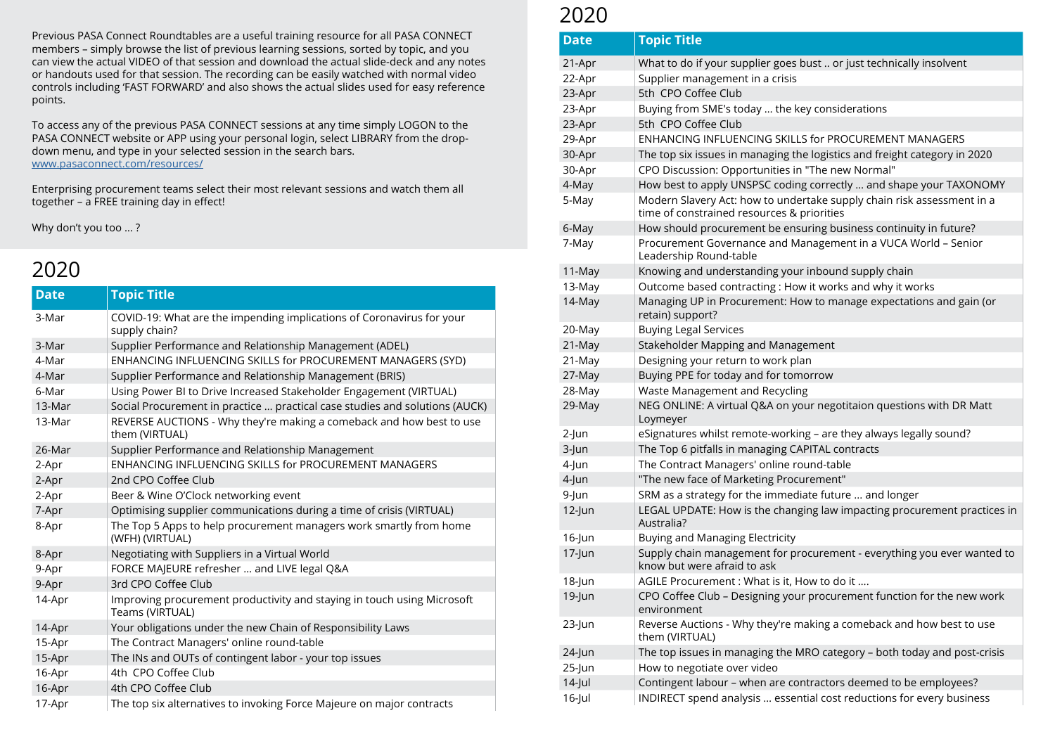Previous PASA Connect Roundtables are a useful training resource for all PASA CONNECT members – simply browse the list of previous learning sessions, sorted by topic, and you can view the actual VIDEO of that session and download the actual slide-deck and any notes or handouts used for that session. The recording can be easily watched with normal video controls including 'FAST FORWARD' and also shows the actual slides used for easy reference points.

To access any of the previous PASA CONNECT sessions at any time simply LOGON to the PASA CONNECT website or APP using your personal login, select LIBRARY from the drop-down menu, and type in your selected session in the search bars.
www.pasaconnect.com/resources/

Enterprising procurement teams select their most relevant sessions and watch them all together – a FREE training day in effect!

Why don't you too ... ?

## 2020

| Date | Topic Title |
|---|---|
| 3-Mar | COVID-19: What are the impending implications of Coronavirus for your supply chain? |
| 3-Mar | Supplier Performance and Relationship Management (ADEL) |
| 4-Mar | ENHANCING INFLUENCING SKILLS for PROCUREMENT MANAGERS (SYD) |
| 4-Mar | Supplier Performance and Relationship Management (BRIS) |
| 6-Mar | Using Power BI to Drive Increased Stakeholder Engagement (VIRTUAL) |
| 13-Mar | Social Procurement in practice ... practical case studies and solutions (AUCK) |
| 13-Mar | REVERSE AUCTIONS - Why they're making a comeback and how best to use them (VIRTUAL) |
| 26-Mar | Supplier Performance and Relationship Management |
| 2-Apr | ENHANCING INFLUENCING SKILLS for PROCUREMENT MANAGERS |
| 2-Apr | 2nd CPO Coffee Club |
| 2-Apr | Beer & Wine O'Clock networking event |
| 7-Apr | Optimising supplier communications during a time of crisis (VIRTUAL) |
| 8-Apr | The Top 5 Apps to help procurement managers work smartly from home (WFH) (VIRTUAL) |
| 8-Apr | Negotiating with Suppliers in a Virtual World |
| 9-Apr | FORCE MAJEURE refresher ... and LIVE legal Q&A |
| 9-Apr | 3rd CPO Coffee Club |
| 14-Apr | Improving procurement productivity and staying in touch using Microsoft Teams (VIRTUAL) |
| 14-Apr | Your obligations under the new Chain of Responsibility Laws |
| 15-Apr | The Contract Managers' online round-table |
| 15-Apr | The INs and OUTs of contingent labor - your top issues |
| 16-Apr | 4th CPO Coffee Club |
| 16-Apr | 4th CPO Coffee Club |
| 17-Apr | The top six alternatives to invoking Force Majeure on major contracts |

## 2020

| Date | Topic Title |
|---|---|
| 21-Apr | What to do if your supplier goes bust .. or just technically insolvent |
| 22-Apr | Supplier management in a crisis |
| 23-Apr | 5th CPO Coffee Club |
| 23-Apr | Buying from SME's today ... the key considerations |
| 23-Apr | 5th CPO Coffee Club |
| 29-Apr | ENHANCING INFLUENCING SKILLS for PROCUREMENT MANAGERS |
| 30-Apr | The top six issues in managing the logistics and freight category in 2020 |
| 30-Apr | CPO Discussion: Opportunities in "The new Normal" |
| 4-May | How best to apply UNSPSC coding correctly ... and shape your TAXONOMY |
| 5-May | Modern Slavery Act: how to undertake supply chain risk assessment in a time of constrained resources & priorities |
| 6-May | How should procurement be ensuring business continuity in future? |
| 7-May | Procurement Governance and Management in a VUCA World – Senior Leadership Round-table |
| 11-May | Knowing and understanding your inbound supply chain |
| 13-May | Outcome based contracting : How it works and why it works |
| 14-May | Managing UP in Procurement: How to manage expectations and gain (or retain) support? |
| 20-May | Buying Legal Services |
| 21-May | Stakeholder Mapping and Management |
| 21-May | Designing your return to work plan |
| 27-May | Buying PPE for today and for tomorrow |
| 28-May | Waste Management and Recycling |
| 29-May | NEG ONLINE: A virtual Q&A on your negotitaion questions with DR Matt Loymeyer |
| 2-Jun | eSignatures whilst remote-working – are they always legally sound? |
| 3-Jun | The Top 6 pitfalls in managing CAPITAL contracts |
| 4-Jun | The Contract Managers' online round-table |
| 4-Jun | "The new face of Marketing Procurement" |
| 9-Jun | SRM as a strategy for the immediate future ... and longer |
| 12-Jun | LEGAL UPDATE: How is the changing law impacting procurement practices in Australia? |
| 16-Jun | Buying and Managing Electricity |
| 17-Jun | Supply chain management for procurement - everything you ever wanted to know but were afraid to ask |
| 18-Jun | AGILE Procurement : What is it, How to do it .... |
| 19-Jun | CPO Coffee Club – Designing your procurement function for the new work environment |
| 23-Jun | Reverse Auctions - Why they're making a comeback and how best to use them (VIRTUAL) |
| 24-Jun | The top issues in managing the MRO category – both today and post-crisis |
| 25-Jun | How to negotiate over video |
| 14-Jul | Contingent labour – when are contractors deemed to be employees? |
| 16-Jul | INDIRECT spend analysis ... essential cost reductions for every business |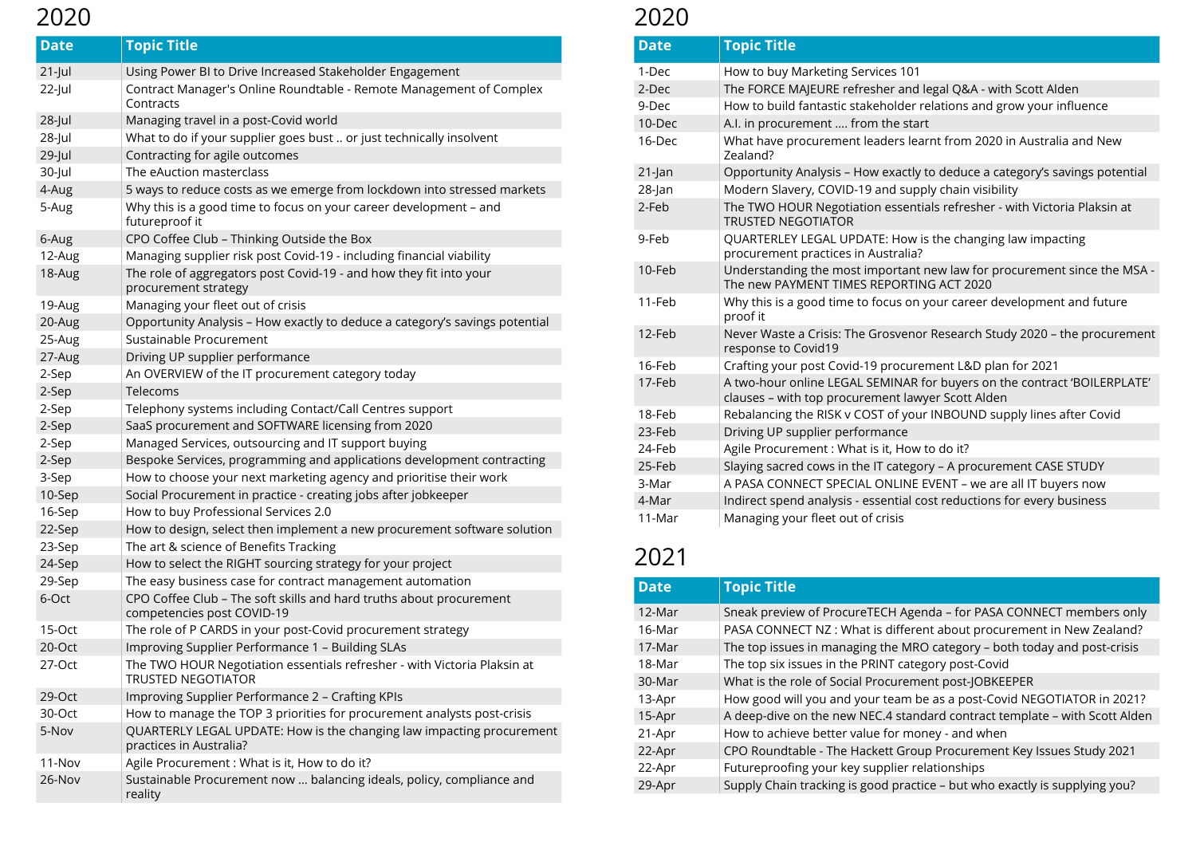## 2020

| Date | Topic Title |
|---|---|
| 21-Jul | Using Power BI to Drive Increased Stakeholder Engagement |
| 22-Jul | Contract Manager's Online Roundtable - Remote Management of Complex Contracts |
| 28-Jul | Managing travel in a post-Covid world |
| 28-Jul | What to do if your supplier goes bust .. or just technically insolvent |
| 29-Jul | Contracting for agile outcomes |
| 30-Jul | The eAuction masterclass |
| 4-Aug | 5 ways to reduce costs as we emerge from lockdown into stressed markets |
| 5-Aug | Why this is a good time to focus on your career development – and futureproof it |
| 6-Aug | CPO Coffee Club – Thinking Outside the Box |
| 12-Aug | Managing supplier risk post Covid-19 - including financial viability |
| 18-Aug | The role of aggregators post Covid-19 - and how they fit into your procurement strategy |
| 19-Aug | Managing your fleet out of crisis |
| 20-Aug | Opportunity Analysis – How exactly to deduce a category's savings potential |
| 25-Aug | Sustainable Procurement |
| 27-Aug | Driving UP supplier performance |
| 2-Sep | An OVERVIEW of the IT procurement category today |
| 2-Sep | Telecoms |
| 2-Sep | Telephony systems including Contact/Call Centres support |
| 2-Sep | SaaS procurement and SOFTWARE licensing from 2020 |
| 2-Sep | Managed Services, outsourcing and IT support buying |
| 2-Sep | Bespoke Services, programming and applications development contracting |
| 3-Sep | How to choose your next marketing agency and prioritise their work |
| 10-Sep | Social Procurement in practice - creating jobs after jobkeeper |
| 16-Sep | How to buy Professional Services 2.0 |
| 22-Sep | How to design, select then implement a new procurement software solution |
| 23-Sep | The art & science of Benefits Tracking |
| 24-Sep | How to select the RIGHT sourcing strategy for your project |
| 29-Sep | The easy business case for contract management automation |
| 6-Oct | CPO Coffee Club – The soft skills and hard truths about procurement competencies post COVID-19 |
| 15-Oct | The role of P CARDS in your post-Covid procurement strategy |
| 20-Oct | Improving Supplier Performance 1 – Building SLAs |
| 27-Oct | The TWO HOUR Negotiation essentials refresher - with Victoria Plaksin at TRUSTED NEGOTIATOR |
| 29-Oct | Improving Supplier Performance 2 – Crafting KPIs |
| 30-Oct | How to manage the TOP 3 priorities for procurement analysts post-crisis |
| 5-Nov | QUARTERLY LEGAL UPDATE: How is the changing law impacting procurement practices in Australia? |
| 11-Nov | Agile Procurement : What is it, How to do it? |
| 26-Nov | Sustainable Procurement now ... balancing ideals, policy, compliance and reality |

## 2020

| Date | Topic Title |
|---|---|
| 1-Dec | How to buy Marketing Services 101 |
| 2-Dec | The FORCE MAJEURE refresher and legal Q&A - with Scott Alden |
| 9-Dec | How to build fantastic stakeholder relations and grow your influence |
| 10-Dec | A.I. in procurement .... from the start |
| 16-Dec | What have procurement leaders learnt from 2020 in Australia and New Zealand? |
| 21-Jan | Opportunity Analysis – How exactly to deduce a category's savings potential |
| 28-Jan | Modern Slavery, COVID-19 and supply chain visibility |
| 2-Feb | The TWO HOUR Negotiation essentials refresher - with Victoria Plaksin at TRUSTED NEGOTIATOR |
| 9-Feb | QUARTERLEY LEGAL UPDATE: How is the changing law impacting procurement practices in Australia? |
| 10-Feb | Understanding the most important new law for procurement since the MSA - The new PAYMENT TIMES REPORTING ACT 2020 |
| 11-Feb | Why this is a good time to focus on your career development and future proof it |
| 12-Feb | Never Waste a Crisis: The Grosvenor Research Study 2020 – the procurement response to Covid19 |
| 16-Feb | Crafting your post Covid-19 procurement L&D plan for 2021 |
| 17-Feb | A two-hour online LEGAL SEMINAR for buyers on the contract 'BOILERPLATE' clauses – with top procurement lawyer Scott Alden |
| 18-Feb | Rebalancing the RISK v COST of your INBOUND supply lines after Covid |
| 23-Feb | Driving UP supplier performance |
| 24-Feb | Agile Procurement : What is it, How to do it? |
| 25-Feb | Slaying sacred cows in the IT category – A procurement CASE STUDY |
| 3-Mar | A PASA CONNECT SPECIAL ONLINE EVENT – we are all IT buyers now |
| 4-Mar | Indirect spend analysis - essential cost reductions for every business |
| 11-Mar | Managing your fleet out of crisis |

## 2021

| Date | Topic Title |
|---|---|
| 12-Mar | Sneak preview of ProcureTECH Agenda – for PASA CONNECT members only |
| 16-Mar | PASA CONNECT NZ : What is different about procurement in New Zealand? |
| 17-Mar | The top issues in managing the MRO category – both today and post-crisis |
| 18-Mar | The top six issues in the PRINT category post-Covid |
| 30-Mar | What is the role of Social Procurement post-JOBKEEPER |
| 13-Apr | How good will you and your team be as a post-Covid NEGOTIATOR in 2021? |
| 15-Apr | A deep-dive on the new NEC.4 standard contract template – with Scott Alden |
| 21-Apr | How to achieve better value for money - and when |
| 22-Apr | CPO Roundtable - The Hackett Group Procurement Key Issues Study 2021 |
| 22-Apr | Futureproofing your key supplier relationships |
| 29-Apr | Supply Chain tracking is good practice – but who exactly is supplying you? |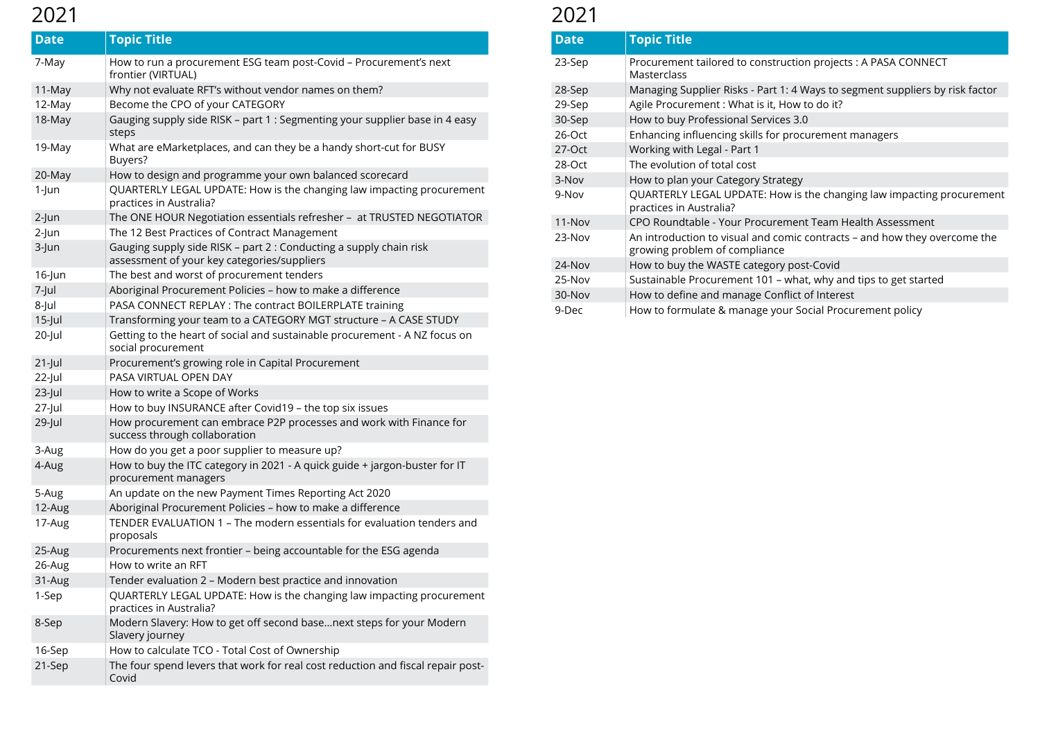## 2021

| Date | Topic Title |
| --- | --- |
| 7-May | How to run a procurement ESG team post-Covid – Procurement's next frontier (VIRTUAL) |
| 11-May | Why not evaluate RFT's without vendor names on them? |
| 12-May | Become the CPO of your CATEGORY |
| 18-May | Gauging supply side RISK – part 1 : Segmenting your supplier base in 4 easy steps |
| 19-May | What are eMarketplaces, and can they be a handy short-cut for BUSY Buyers? |
| 20-May | How to design and programme your own balanced scorecard |
| 1-Jun | QUARTERLY LEGAL UPDATE: How is the changing law impacting procurement practices in Australia? |
| 2-Jun | The ONE HOUR Negotiation essentials refresher – at TRUSTED NEGOTIATOR |
| 2-Jun | The 12 Best Practices of Contract Management |
| 3-Jun | Gauging supply side RISK – part 2 : Conducting a supply chain risk assessment of your key categories/suppliers |
| 16-Jun | The best and worst of procurement tenders |
| 7-Jul | Aboriginal Procurement Policies – how to make a difference |
| 8-Jul | PASA CONNECT REPLAY : The contract BOILERPLATE training |
| 15-Jul | Transforming your team to a CATEGORY MGT structure – A CASE STUDY |
| 20-Jul | Getting to the heart of social and sustainable procurement - A NZ focus on social procurement |
| 21-Jul | Procurement's growing role in Capital Procurement |
| 22-Jul | PASA VIRTUAL OPEN DAY |
| 23-Jul | How to write a Scope of Works |
| 27-Jul | How to buy INSURANCE after Covid19 – the top six issues |
| 29-Jul | How procurement can embrace P2P processes and work with Finance for success through collaboration |
| 3-Aug | How do you get a poor supplier to measure up? |
| 4-Aug | How to buy the ITC category in 2021 - A quick guide + jargon-buster for IT procurement managers |
| 5-Aug | An update on the new Payment Times Reporting Act 2020 |
| 12-Aug | Aboriginal Procurement Policies – how to make a difference |
| 17-Aug | TENDER EVALUATION 1 – The modern essentials for evaluation tenders and proposals |
| 25-Aug | Procurements next frontier – being accountable for the ESG agenda |
| 26-Aug | How to write an RFT |
| 31-Aug | Tender evaluation 2 – Modern best practice and innovation |
| 1-Sep | QUARTERLY LEGAL UPDATE: How is the changing law impacting procurement practices in Australia? |
| 8-Sep | Modern Slavery: How to get off second base…next steps for your Modern Slavery journey |
| 16-Sep | How to calculate TCO - Total Cost of Ownership |
| 21-Sep | The four spend levers that work for real cost reduction and fiscal repair post-Covid |

## 2021

| Date | Topic Title |
| --- | --- |
| 23-Sep | Procurement tailored to construction projects : A PASA CONNECT Masterclass |
| 28-Sep | Managing Supplier Risks - Part 1: 4 Ways to segment suppliers by risk factor |
| 29-Sep | Agile Procurement : What is it, How to do it? |
| 30-Sep | How to buy Professional Services 3.0 |
| 26-Oct | Enhancing influencing skills for procurement managers |
| 27-Oct | Working with Legal - Part 1 |
| 28-Oct | The evolution of total cost |
| 3-Nov | How to plan your Category Strategy |
| 9-Nov | QUARTERLY LEGAL UPDATE: How is the changing law impacting procurement practices in Australia? |
| 11-Nov | CPO Roundtable - Your Procurement Team Health Assessment |
| 23-Nov | An introduction to visual and comic contracts – and how they overcome the growing problem of compliance |
| 24-Nov | How to buy the WASTE category post-Covid |
| 25-Nov | Sustainable Procurement 101 – what, why and tips to get started |
| 30-Nov | How to define and manage Conflict of Interest |
| 9-Dec | How to formulate & manage your Social Procurement policy |